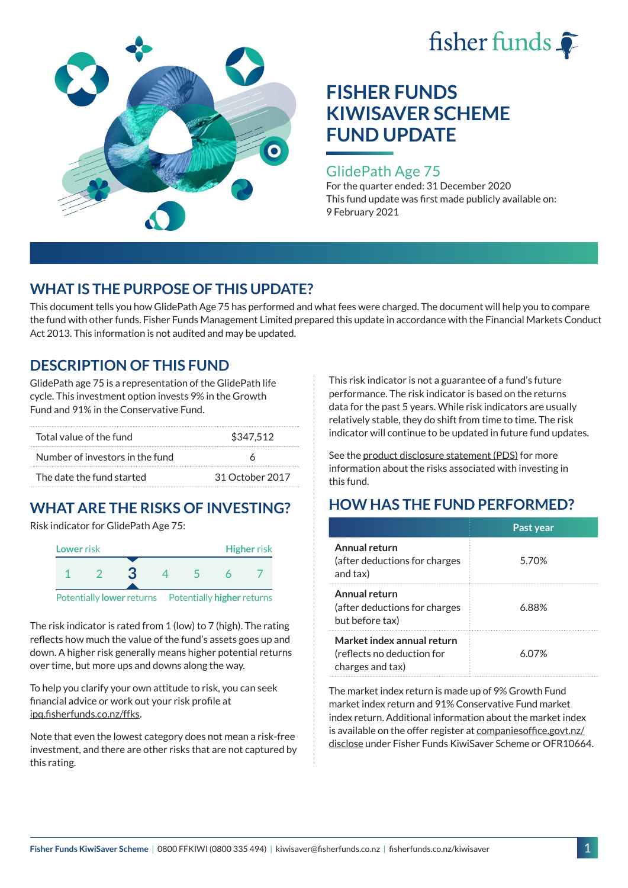fisher funds

# FISHER FUNDS KIWISAVER SCHEME FUND UPDATE

## GlidePath Age 75

For the quarter ended: 31 December 2020

This fund update was first made publicly available on: 9 February 2021

## WHAT IS THE PURPOSE OF THIS UPDATE?

This document tells you how GlidePath Age 75 has performed and what fees were charged. The document will help you to compare the fund with other funds. Fisher Funds Management Limited prepared this update in accordance with the Financial Markets Conduct Act 2013. This information is not audited and may be updated.

## DESCRIPTION OF THIS FUND

GlidePath age 75 is a representation of the GlidePath life cycle. This investment option invests 9% in the Growth Fund and 91% in the Conservative Fund.

| | |
|---|---|
| Total value of the fund | $347,512 |
| Number of investors in the fund | 6 |
| The date the fund started | 31 October 2017 |

## WHAT ARE THE RISKS OF INVESTING?

Risk indicator for GlidePath Age 75:

Lower risk — Higher risk

1 2 **3** 4 5 6 7

Potentially **lower** returns — Potentially **higher** returns

The risk indicator is rated from 1 (low) to 7 (high). The rating reflects how much the value of the fund's assets goes up and down. A higher risk generally means higher potential returns over time, but more ups and downs along the way.

To help you clarify your own attitude to risk, you can seek financial advice or work out your risk profile at ipq.fisherfunds.co.nz/ffks.

Note that even the lowest category does not mean a risk-free investment, and there are other risks that are not captured by this rating.

This risk indicator is not a guarantee of a fund's future performance. The risk indicator is based on the returns data for the past 5 years. While risk indicators are usually relatively stable, they do shift from time to time. The risk indicator will continue to be updated in future fund updates.

See the product disclosure statement (PDS) for more information about the risks associated with investing in this fund.

## HOW HAS THE FUND PERFORMED?

| | Past year |
|---|---|
| **Annual return** (after deductions for charges and tax) | 5.70% |
| **Annual return** (after deductions for charges but before tax) | 6.88% |
| **Market index annual return** (reflects no deduction for charges and tax) | 6.07% |

The market index return is made up of 9% Growth Fund market index return and 91% Conservative Fund market index return. Additional information about the market index is available on the offer register at companiesoffice.govt.nz/disclose under Fisher Funds KiwiSaver Scheme or OFR10664.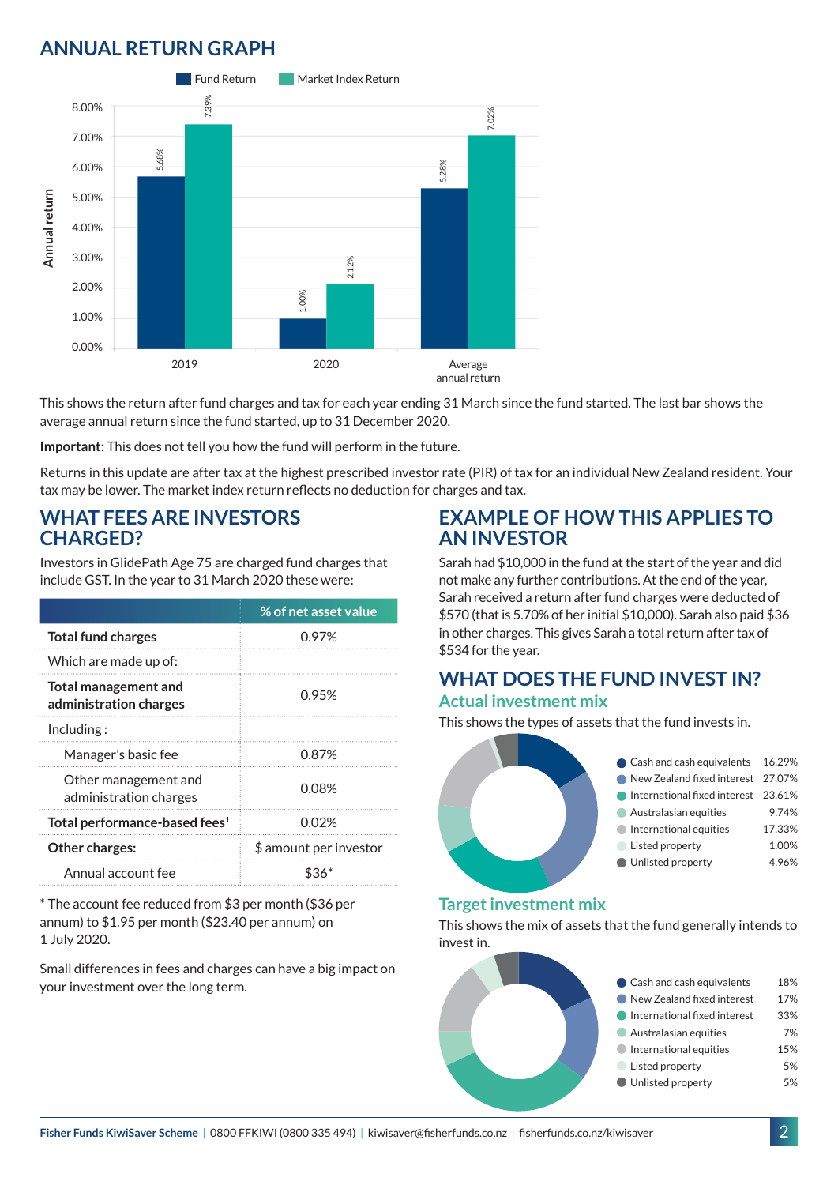## ANNUAL RETURN GRAPH

Fund Return
Market Index Return

Annual return

8.00%
7.00%
6.00%
5.00%
4.00%
3.00%
2.00%
1.00%
0.00%

5.68%
7.39%
1.00%
2.12%
5.28%
7.02%

2019
2020
Average annual return

This shows the return after fund charges and tax for each year ending 31 March since the fund started. The last bar shows the average annual return since the fund started, up to 31 December 2020.

**Important:** This does not tell you how the fund will perform in the future.

Returns in this update are after tax at the highest prescribed investor rate (PIR) of tax for an individual New Zealand resident. Your tax may be lower. The market index return reflects no deduction for charges and tax.

## WHAT FEES ARE INVESTORS CHARGED?

Investors in GlidePath Age 75 are charged fund charges that include GST. In the year to 31 March 2020 these were:

| | % of net asset value |
|---|---|
| **Total fund charges** | 0.97% |
| Which are made up of: | |
| **Total management and administration charges** | 0.95% |
| Including : | |
| Manager's basic fee | 0.87% |
| Other management and administration charges | 0.08% |
| **Total performance-based fees**[1] | 0.02% |
| **Other charges:** | $ amount per investor |
| Annual account fee | $36* |

* The account fee reduced from $3 per month ($36 per annum) to $1.95 per month ($23.40 per annum) on 1 July 2020.

Small differences in fees and charges can have a big impact on your investment over the long term.

## EXAMPLE OF HOW THIS APPLIES TO AN INVESTOR

Sarah had $10,000 in the fund at the start of the year and did not make any further contributions. At the end of the year, Sarah received a return after fund charges were deducted of $570 (that is 5.70% of her initial $10,000). Sarah also paid $36 in other charges. This gives Sarah a total return after tax of $534 for the year.

## WHAT DOES THE FUND INVEST IN?

### Actual investment mix

This shows the types of assets that the fund invests in.

Cash and cash equivalents 16.29%
New Zealand fixed interest 27.07%
International fixed interest 23.61%
Australasian equities 9.74%
International equities 17.33%
Listed property 1.00%
Unlisted property 4.96%

### Target investment mix

This shows the mix of assets that the fund generally intends to invest in.

Cash and cash equivalents 18%
New Zealand fixed interest 17%
International fixed interest 33%
Australasian equities 7%
International equities 15%
Listed property 5%
Unlisted property 5%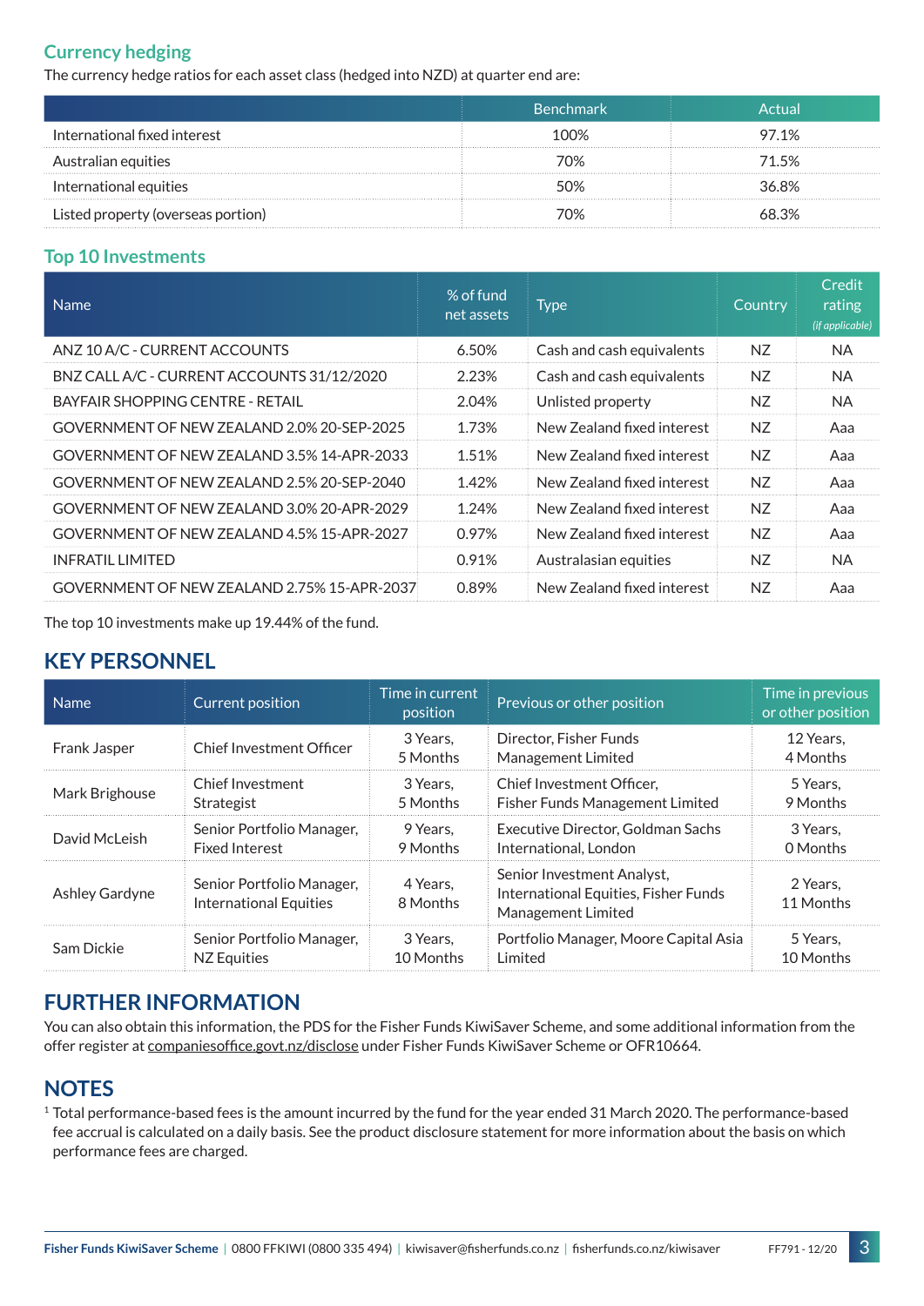## Currency hedging

The currency hedge ratios for each asset class (hedged into NZD) at quarter end are:

| | Benchmark | Actual |
|---|---|---|
| International fixed interest | 100% | 97.1% |
| Australian equities | 70% | 71.5% |
| International equities | 50% | 36.8% |
| Listed property (overseas portion) | 70% | 68.3% |

## Top 10 Investments

| Name | % of fund net assets | Type | Country | Credit rating *(if applicable)* |
|---|---|---|---|---|
| ANZ 10 A/C - CURRENT ACCOUNTS | 6.50% | Cash and cash equivalents | NZ | NA |
| BNZ CALL A/C - CURRENT ACCOUNTS 31/12/2020 | 2.23% | Cash and cash equivalents | NZ | NA |
| BAYFAIR SHOPPING CENTRE - RETAIL | 2.04% | Unlisted property | NZ | NA |
| GOVERNMENT OF NEW ZEALAND 2.0% 20-SEP-2025 | 1.73% | New Zealand fixed interest | NZ | Aaa |
| GOVERNMENT OF NEW ZEALAND 3.5% 14-APR-2033 | 1.51% | New Zealand fixed interest | NZ | Aaa |
| GOVERNMENT OF NEW ZEALAND 2.5% 20-SEP-2040 | 1.42% | New Zealand fixed interest | NZ | Aaa |
| GOVERNMENT OF NEW ZEALAND 3.0% 20-APR-2029 | 1.24% | New Zealand fixed interest | NZ | Aaa |
| GOVERNMENT OF NEW ZEALAND 4.5% 15-APR-2027 | 0.97% | New Zealand fixed interest | NZ | Aaa |
| INFRATIL LIMITED | 0.91% | Australasian equities | NZ | NA |
| GOVERNMENT OF NEW ZEALAND 2.75% 15-APR-2037 | 0.89% | New Zealand fixed interest | NZ | Aaa |

The top 10 investments make up 19.44% of the fund.

## KEY PERSONNEL

| Name | Current position | Time in current position | Previous or other position | Time in previous or other position |
|---|---|---|---|---|
| Frank Jasper | Chief Investment Officer | 3 Years, 5 Months | Director, Fisher Funds Management Limited | 12 Years, 4 Months |
| Mark Brighouse | Chief Investment Strategist | 3 Years, 5 Months | Chief Investment Officer, Fisher Funds Management Limited | 5 Years, 9 Months |
| David McLeish | Senior Portfolio Manager, Fixed Interest | 9 Years, 9 Months | Executive Director, Goldman Sachs International, London | 3 Years, 0 Months |
| Ashley Gardyne | Senior Portfolio Manager, International Equities | 4 Years, 8 Months | Senior Investment Analyst, International Equities, Fisher Funds Management Limited | 2 Years, 11 Months |
| Sam Dickie | Senior Portfolio Manager, NZ Equities | 3 Years, 10 Months | Portfolio Manager, Moore Capital Asia Limited | 5 Years, 10 Months |

## FURTHER INFORMATION

You can also obtain this information, the PDS for the Fisher Funds KiwiSaver Scheme, and some additional information from the offer register at companiesoffice.govt.nz/disclose under Fisher Funds KiwiSaver Scheme or OFR10664.

## NOTES

[1] Total performance-based fees is the amount incurred by the fund for the year ended 31 March 2020. The performance-based fee accrual is calculated on a daily basis. See the product disclosure statement for more information about the basis on which performance fees are charged.

Fisher Funds KiwiSaver Scheme | 0800 FFKIWI (0800 335 494) | kiwisaver@fisherfunds.co.nz | fisherfunds.co.nz/kiwisaver FF791 - 12/20